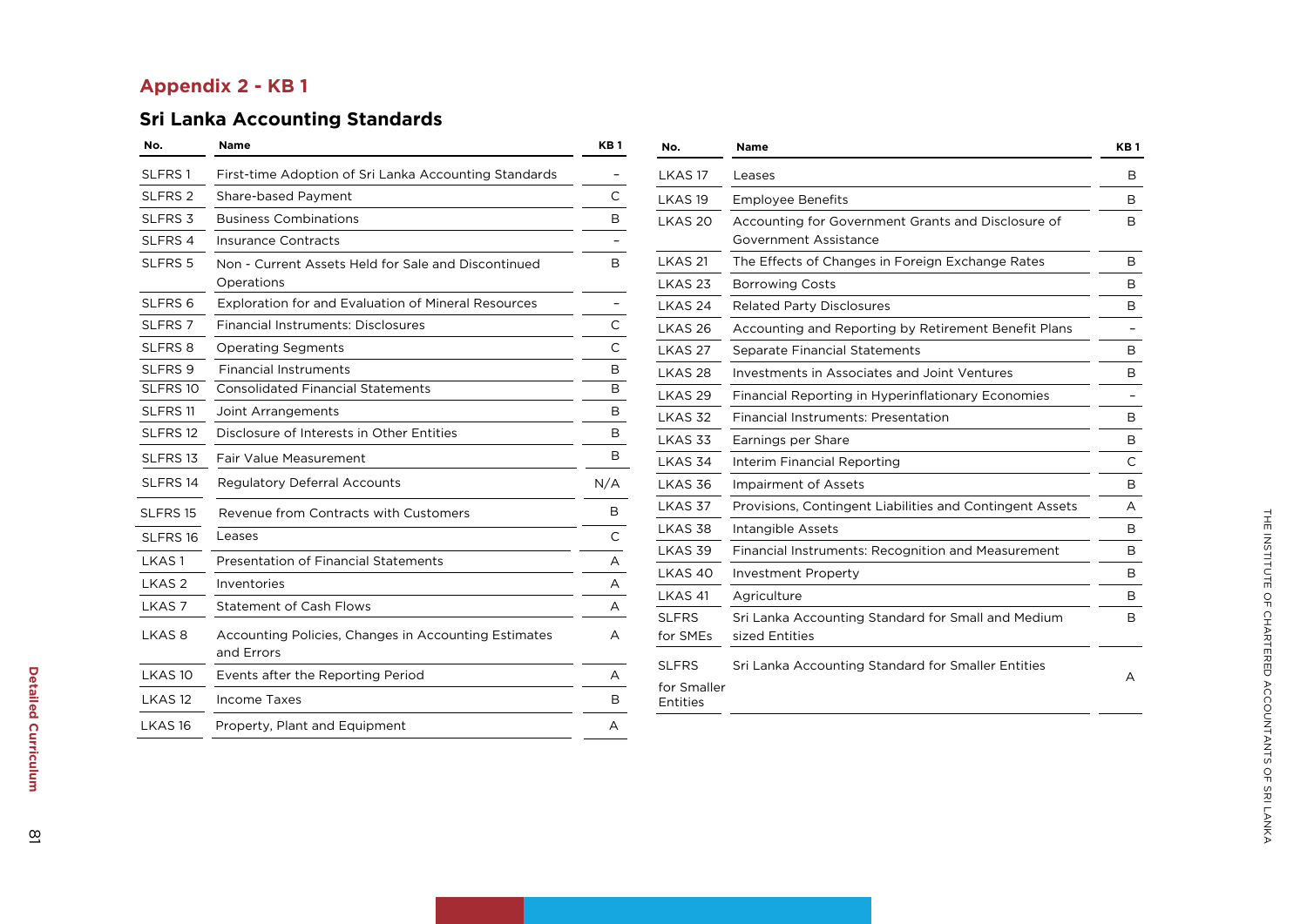## Appendix 2 - KB 1

### Sri Lanka Accounting Standards

| No. | Name | KB 1 |
|---|---|---|
| SLFRS 1 | First-time Adoption of Sri Lanka Accounting Standards | – |
| SLFRS 2 | Share-based Payment | C |
| SLFRS 3 | Business Combinations | B |
| SLFRS 4 | Insurance Contracts | – |
| SLFRS 5 | Non - Current Assets Held for Sale and Discontinued Operations | B |
| SLFRS 6 | Exploration for and Evaluation of Mineral Resources | – |
| SLFRS 7 | Financial Instruments: Disclosures | C |
| SLFRS 8 | Operating Segments | C |
| SLFRS 9 | Financial Instruments | B |
| SLFRS 10 | Consolidated Financial Statements | B |
| SLFRS 11 | Joint Arrangements | B |
| SLFRS 12 | Disclosure of Interests in Other Entities | B |
| SLFRS 13 | Fair Value Measurement | B |
| SLFRS 14 | Regulatory Deferral Accounts | N/A |
| SLFRS 15 | Revenue from Contracts with Customers | B |
| SLFRS 16 | Leases | C |
| LKAS 1 | Presentation of Financial Statements | A |
| LKAS 2 | Inventories | A |
| LKAS 7 | Statement of Cash Flows | A |
| LKAS 8 | Accounting Policies, Changes in Accounting Estimates and Errors | A |
| LKAS 10 | Events after the Reporting Period | A |
| LKAS 12 | Income Taxes | B |
| LKAS 16 | Property, Plant and Equipment | A |
| LKAS 17 | Leases | B |
| LKAS 19 | Employee Benefits | B |
| LKAS 20 | Accounting for Government Grants and Disclosure of Government Assistance | B |
| LKAS 21 | The Effects of Changes in Foreign Exchange Rates | B |
| LKAS 23 | Borrowing Costs | B |
| LKAS 24 | Related Party Disclosures | B |
| LKAS 26 | Accounting and Reporting by Retirement Benefit Plans | – |
| LKAS 27 | Separate Financial Statements | B |
| LKAS 28 | Investments in Associates and Joint Ventures | B |
| LKAS 29 | Financial Reporting in Hyperinflationary Economies | – |
| LKAS 32 | Financial Instruments: Presentation | B |
| LKAS 33 | Earnings per Share | B |
| LKAS 34 | Interim Financial Reporting | C |
| LKAS 36 | Impairment of Assets | B |
| LKAS 37 | Provisions, Contingent Liabilities and Contingent Assets | A |
| LKAS 38 | Intangible Assets | B |
| LKAS 39 | Financial Instruments: Recognition and Measurement | B |
| LKAS 40 | Investment Property | B |
| LKAS 41 | Agriculture | B |
| SLFRS for SMEs | Sri Lanka Accounting Standard for Small and Medium sized Entities | B |
| SLFRS for Smaller Entities | Sri Lanka Accounting Standard for Smaller Entities | A |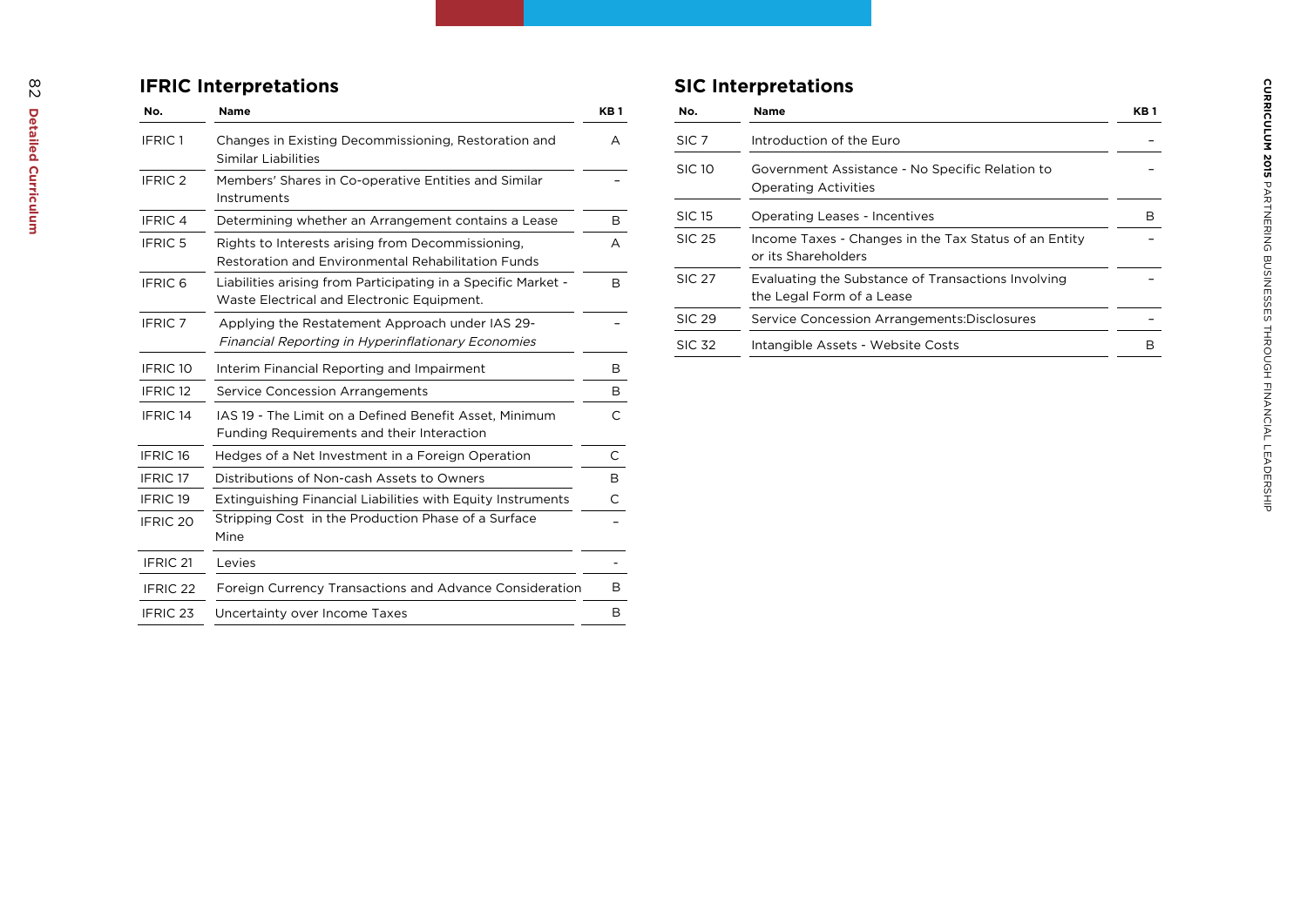## IFRIC Interpretations

| No. | Name | KB 1 |
|---|---|---|
| IFRIC 1 | Changes in Existing Decommissioning, Restoration and Similar Liabilities | A |
| IFRIC 2 | Members' Shares in Co-operative Entities and Similar Instruments | – |
| IFRIC 4 | Determining whether an Arrangement contains a Lease | B |
| IFRIC 5 | Rights to Interests arising from Decommissioning, Restoration and Environmental Rehabilitation Funds | A |
| IFRIC 6 | Liabilities arising from Participating in a Specific Market - Waste Electrical and Electronic Equipment. | B |
| IFRIC 7 | Applying the Restatement Approach under IAS 29- *Financial Reporting in Hyperinflationary Economies* | – |
| IFRIC 10 | Interim Financial Reporting and Impairment | B |
| IFRIC 12 | Service Concession Arrangements | B |
| IFRIC 14 | IAS 19 - The Limit on a Defined Benefit Asset, Minimum Funding Requirements and their Interaction | C |
| IFRIC 16 | Hedges of a Net Investment in a Foreign Operation | C |
| IFRIC 17 | Distributions of Non-cash Assets to Owners | B |
| IFRIC 19 | Extinguishing Financial Liabilities with Equity Instruments | C |
| IFRIC 20 | Stripping Cost in the Production Phase of a Surface Mine | – |
| IFRIC 21 | Levies | - |
| IFRIC 22 | Foreign Currency Transactions and Advance Consideration | B |
| IFRIC 23 | Uncertainty over Income Taxes | B |

## SIC Interpretations

| No. | Name | KB 1 |
|---|---|---|
| SIC 7 | Introduction of the Euro | – |
| SIC 10 | Government Assistance - No Specific Relation to Operating Activities | – |
| SIC 15 | Operating Leases - Incentives | B |
| SIC 25 | Income Taxes - Changes in the Tax Status of an Entity or its Shareholders | – |
| SIC 27 | Evaluating the Substance of Transactions Involving the Legal Form of a Lease | – |
| SIC 29 | Service Concession Arrangements:Disclosures | – |
| SIC 32 | Intangible Assets - Website Costs | B |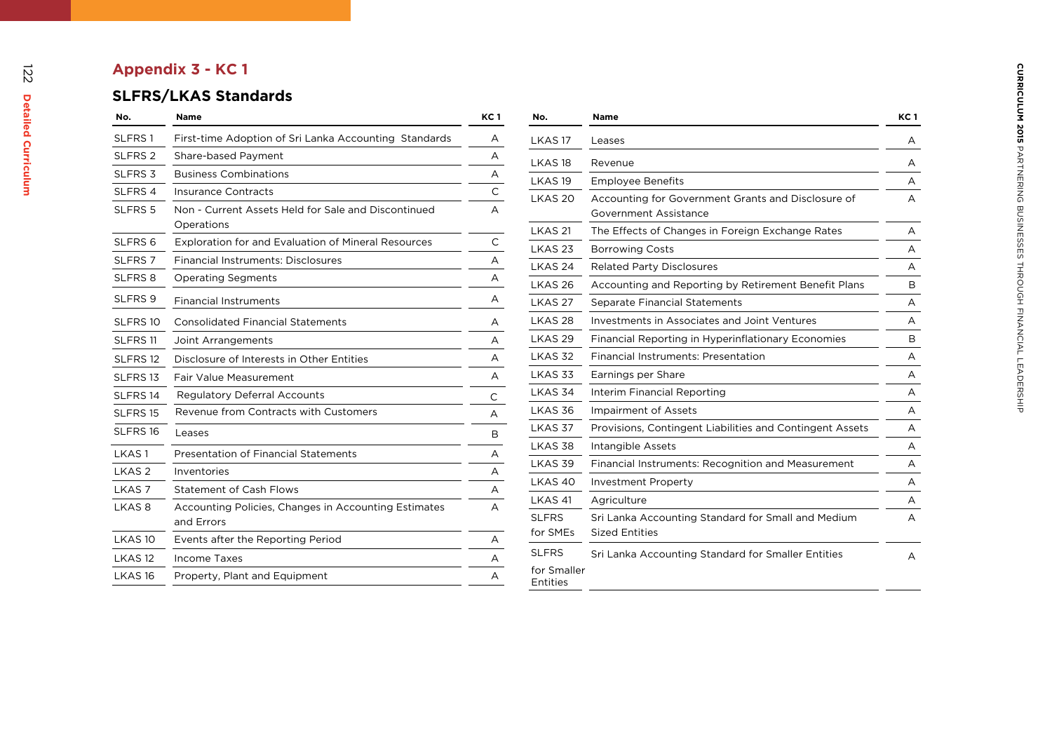## Appendix 3 - KC 1

### SLFRS/LKAS Standards

| No. | Name | KC 1 |
|---|---|---|
| SLFRS 1 | First-time Adoption of Sri Lanka Accounting Standards | A |
| SLFRS 2 | Share-based Payment | A |
| SLFRS 3 | Business Combinations | A |
| SLFRS 4 | Insurance Contracts | C |
| SLFRS 5 | Non - Current Assets Held for Sale and Discontinued Operations | A |
| SLFRS 6 | Exploration for and Evaluation of Mineral Resources | C |
| SLFRS 7 | Financial Instruments: Disclosures | A |
| SLFRS 8 | Operating Segments | A |
| SLFRS 9 | Financial Instruments | A |
| SLFRS 10 | Consolidated Financial Statements | A |
| SLFRS 11 | Joint Arrangements | A |
| SLFRS 12 | Disclosure of Interests in Other Entities | A |
| SLFRS 13 | Fair Value Measurement | A |
| SLFRS 14 | Regulatory Deferral Accounts | C |
| SLFRS 15 | Revenue from Contracts with Customers | A |
| SLFRS 16 | Leases | B |
| LKAS 1 | Presentation of Financial Statements | A |
| LKAS 2 | Inventories | A |
| LKAS 7 | Statement of Cash Flows | A |
| LKAS 8 | Accounting Policies, Changes in Accounting Estimates and Errors | A |
| LKAS 10 | Events after the Reporting Period | A |
| LKAS 12 | Income Taxes | A |
| LKAS 16 | Property, Plant and Equipment | A |
| LKAS 17 | Leases | A |
| LKAS 18 | Revenue | A |
| LKAS 19 | Employee Benefits | A |
| LKAS 20 | Accounting for Government Grants and Disclosure of Government Assistance | A |
| LKAS 21 | The Effects of Changes in Foreign Exchange Rates | A |
| LKAS 23 | Borrowing Costs | A |
| LKAS 24 | Related Party Disclosures | A |
| LKAS 26 | Accounting and Reporting by Retirement Benefit Plans | B |
| LKAS 27 | Separate Financial Statements | A |
| LKAS 28 | Investments in Associates and Joint Ventures | A |
| LKAS 29 | Financial Reporting in Hyperinflationary Economies | B |
| LKAS 32 | Financial Instruments: Presentation | A |
| LKAS 33 | Earnings per Share | A |
| LKAS 34 | Interim Financial Reporting | A |
| LKAS 36 | Impairment of Assets | A |
| LKAS 37 | Provisions, Contingent Liabilities and Contingent Assets | A |
| LKAS 38 | Intangible Assets | A |
| LKAS 39 | Financial Instruments: Recognition and Measurement | A |
| LKAS 40 | Investment Property | A |
| LKAS 41 | Agriculture | A |
| SLFRS for SMEs | Sri Lanka Accounting Standard for Small and Medium Sized Entities | A |
| SLFRS for Smaller Entities | Sri Lanka Accounting Standard for Smaller Entities | A |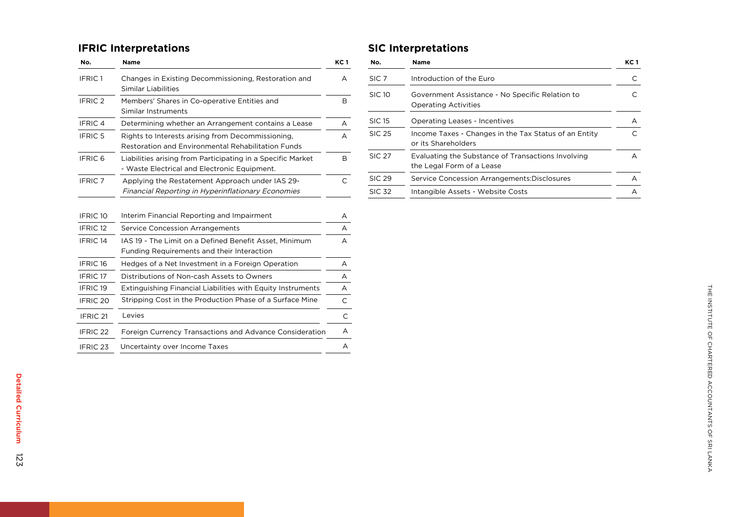## IFRIC Interpretations

| No. | Name | KC 1 |
|---|---|---|
| IFRIC 1 | Changes in Existing Decommissioning, Restoration and Similar Liabilities | A |
| IFRIC 2 | Members' Shares in Co-operative Entities and Similar Instruments | B |
| IFRIC 4 | Determining whether an Arrangement contains a Lease | A |
| IFRIC 5 | Rights to Interests arising from Decommissioning, Restoration and Environmental Rehabilitation Funds | A |
| IFRIC 6 | Liabilities arising from Participating in a Specific Market - Waste Electrical and Electronic Equipment. | B |
| IFRIC 7 | Applying the Restatement Approach under IAS 29- *Financial Reporting in Hyperinflationary Economies* | C |
| IFRIC 10 | Interim Financial Reporting and Impairment | A |
| IFRIC 12 | Service Concession Arrangements | A |
| IFRIC 14 | IAS 19 - The Limit on a Defined Benefit Asset, Minimum Funding Requirements and their Interaction | A |
| IFRIC 16 | Hedges of a Net Investment in a Foreign Operation | A |
| IFRIC 17 | Distributions of Non-cash Assets to Owners | A |
| IFRIC 19 | Extinguishing Financial Liabilities with Equity Instruments | A |
| IFRIC 20 | Stripping Cost in the Production Phase of a Surface Mine | C |
| IFRIC 21 | Levies | C |
| IFRIC 22 | Foreign Currency Transactions and Advance Consideration | A |
| IFRIC 23 | Uncertainty over Income Taxes | A |

## SIC Interpretations

| No. | Name | KC 1 |
|---|---|---|
| SIC 7 | Introduction of the Euro | C |
| SIC 10 | Government Assistance - No Specific Relation to Operating Activities | C |
| SIC 15 | Operating Leases - Incentives | A |
| SIC 25 | Income Taxes - Changes in the Tax Status of an Entity or its Shareholders | C |
| SIC 27 | Evaluating the Substance of Transactions Involving the Legal Form of a Lease | A |
| SIC 29 | Service Concession Arrangements:Disclosures | A |
| SIC 32 | Intangible Assets - Website Costs | A |